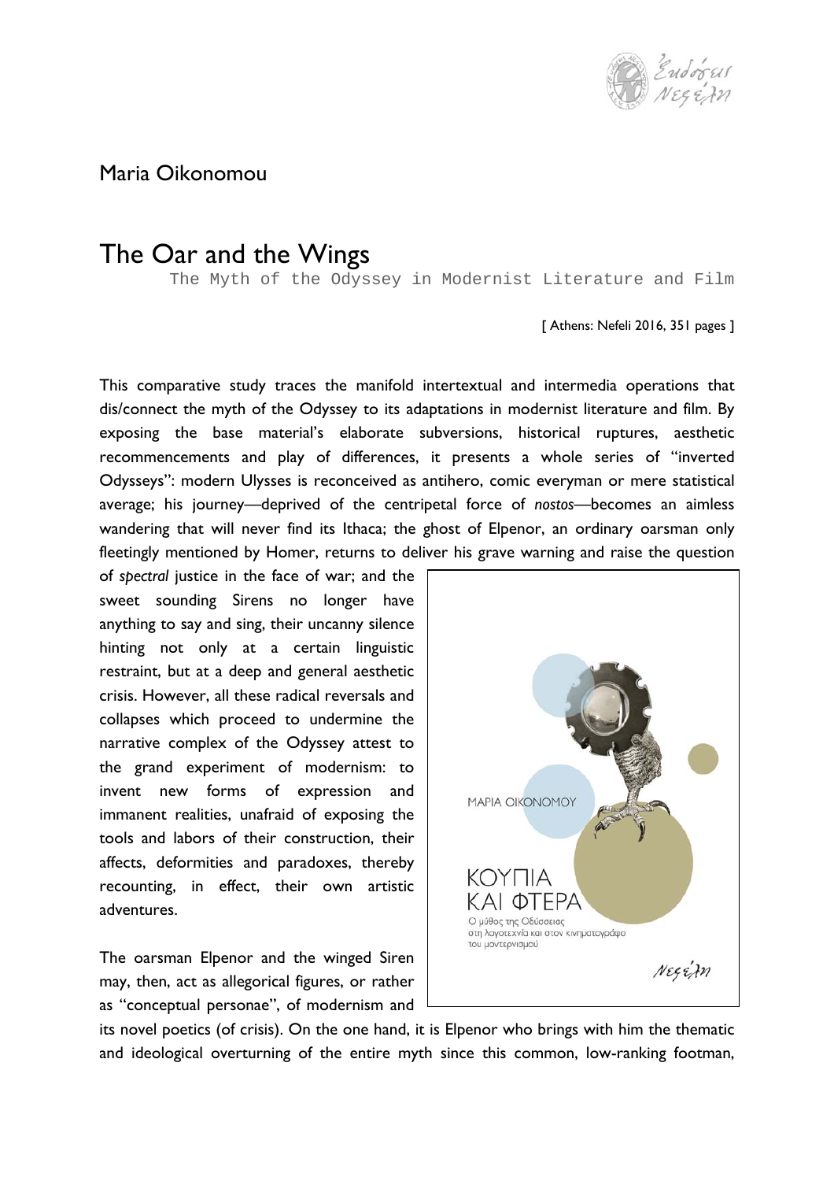Maria Oikonomou

# The Oar and the Wings

The Myth of the Odyssey in Modernist Literature and Film

[ Athens: Nefeli 2016, 351 pages ]

This comparative study traces the manifold intertextual and intermedia operations that dis/connect the myth of the Odyssey to its adaptations in modernist literature and film. By exposing the base material's elaborate subversions, historical ruptures, aesthetic recommencements and play of differences, it presents a whole series of "inverted Odysseys": modern Ulysses is reconceived as antihero, comic everyman or mere statistical average; his journey—deprived of the centripetal force of *nostos*—becomes an aimless wandering that will never find its Ithaca; the ghost of Elpenor, an ordinary oarsman only fleetingly mentioned by Homer, returns to deliver his grave warning and raise the question of *spectral* justice in the face of war; and the sweet sounding Sirens no longer have anything to say and sing, their uncanny silence hinting not only at a certain linguistic restraint, but at a deep and general aesthetic crisis. However, all these radical reversals and collapses which proceed to undermine the narrative complex of the Odyssey attest to the grand experiment of modernism: to invent new forms of expression and immanent realities, unafraid of exposing the tools and labors of their construction, their affects, deformities and paradoxes, thereby recounting, in effect, their own artistic adventures.

The oarsman Elpenor and the winged Siren may, then, act as allegorical figures, or rather as "conceptual personae", of modernism and its novel poetics (of crisis). On the one hand, it is Elpenor who brings with him the thematic and ideological overturning of the entire myth since this common, low-ranking footman,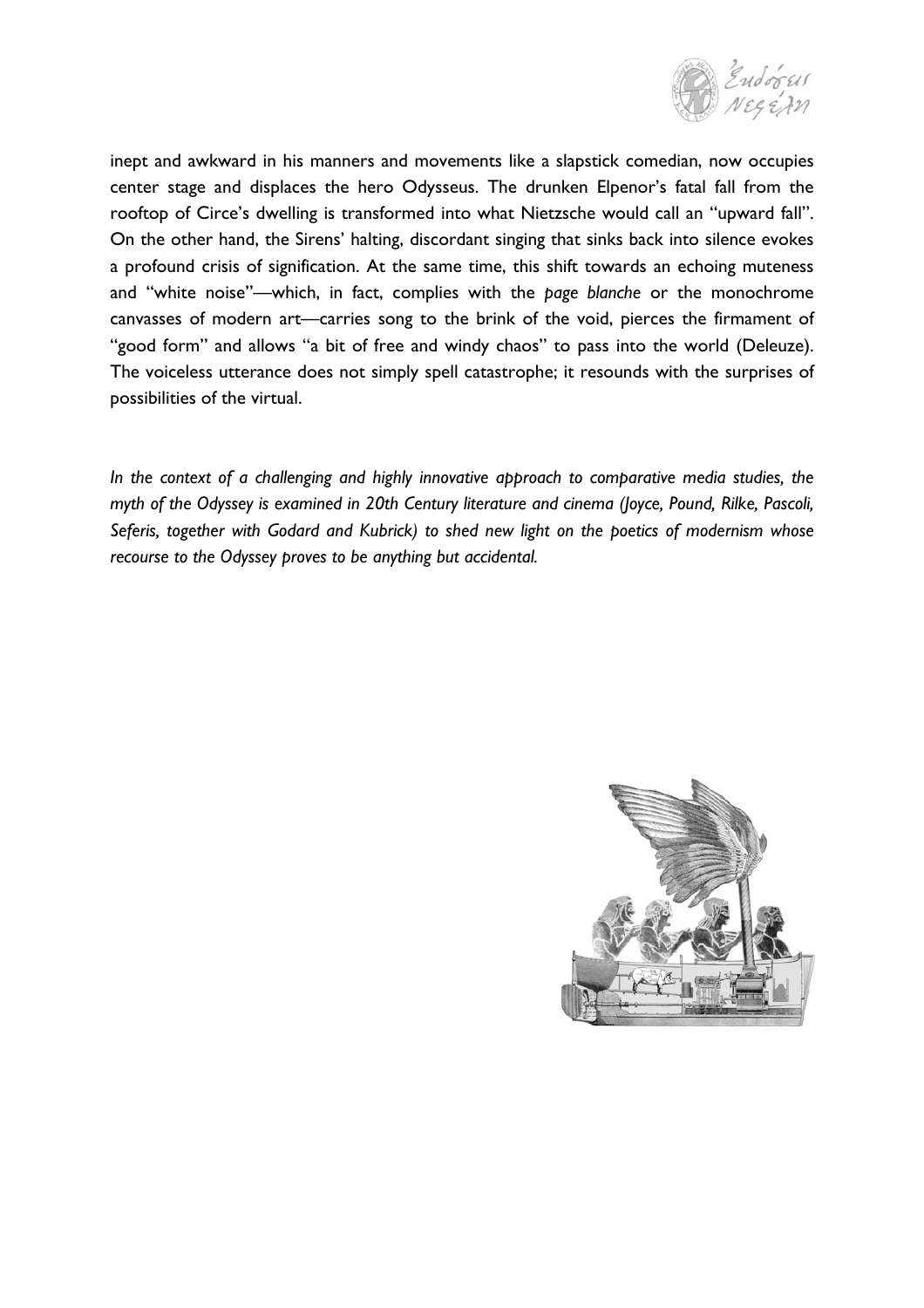inept and awkward in his manners and movements like a slapstick comedian, now occupies center stage and displaces the hero Odysseus. The drunken Elpenor's fatal fall from the rooftop of Circe's dwelling is transformed into what Nietzsche would call an "upward fall". On the other hand, the Sirens' halting, discordant singing that sinks back into silence evokes a profound crisis of signification. At the same time, this shift towards an echoing muteness and "white noise"—which, in fact, complies with the *page blanche* or the monochrome canvasses of modern art—carries song to the brink of the void, pierces the firmament of "good form" and allows "a bit of free and windy chaos" to pass into the world (Deleuze). The voiceless utterance does not simply spell catastrophe; it resounds with the surprises of possibilities of the virtual.

*In the context of a challenging and highly innovative approach to comparative media studies, the myth of the Odyssey is examined in 20th Century literature and cinema (Joyce, Pound, Rilke, Pascoli, Seferis, together with Godard and Kubrick) to shed new light on the poetics of modernism whose recourse to the Odyssey proves to be anything but accidental.*